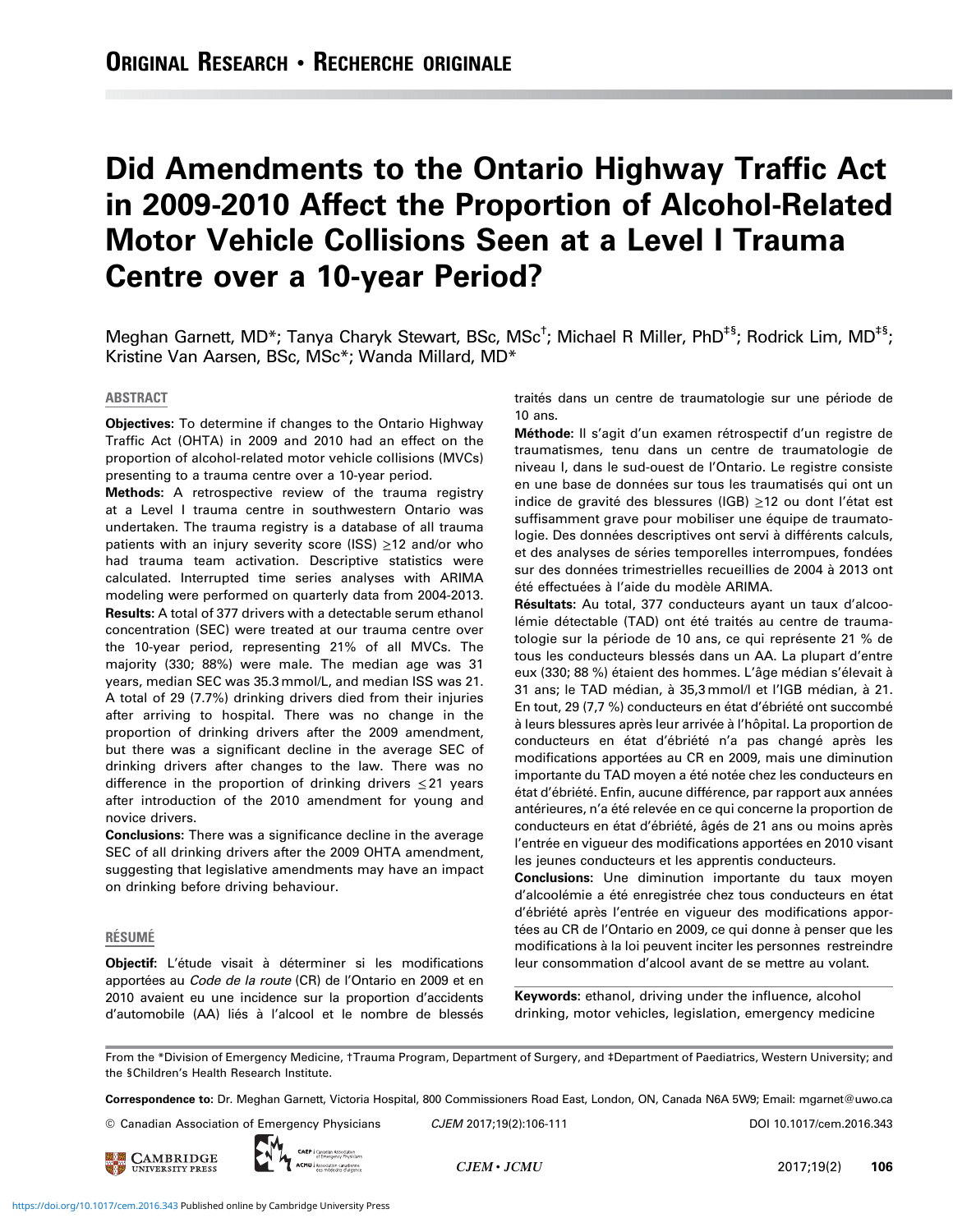ORIGINAL RESEARCH • RECHERCHE ORIGINALE

# Did Amendments to the Ontario Highway Traffic Act in 2009-2010 Affect the Proportion of Alcohol-Related Motor Vehicle Collisions Seen at a Level I Trauma Centre over a 10-year Period?

Meghan Garnett, MD*; Tanya Charyk Stewart, BSc, MSc†; Michael R Miller, PhD‡§; Rodrick Lim, MD‡§; Kristine Van Aarsen, BSc, MSc*; Wanda Millard, MD*

## ABSTRACT

**Objectives:** To determine if changes to the Ontario Highway Traffic Act (OHTA) in 2009 and 2010 had an effect on the proportion of alcohol-related motor vehicle collisions (MVCs) presenting to a trauma centre over a 10-year period.

**Methods:** A retrospective review of the trauma registry at a Level I trauma centre in southwestern Ontario was undertaken. The trauma registry is a database of all trauma patients with an injury severity score (ISS) ≥12 and/or who had trauma team activation. Descriptive statistics were calculated. Interrupted time series analyses with ARIMA modeling were performed on quarterly data from 2004-2013.

**Results:** A total of 377 drivers with a detectable serum ethanol concentration (SEC) were treated at our trauma centre over the 10-year period, representing 21% of all MVCs. The majority (330; 88%) were male. The median age was 31 years, median SEC was 35.3 mmol/L, and median ISS was 21. A total of 29 (7.7%) drinking drivers died from their injuries after arriving to hospital. There was no change in the proportion of drinking drivers after the 2009 amendment, but there was a significant decline in the average SEC of drinking drivers after changes to the law. There was no difference in the proportion of drinking drivers ≤21 years after introduction of the 2010 amendment for young and novice drivers.

**Conclusions:** There was a significance decline in the average SEC of all drinking drivers after the 2009 OHTA amendment, suggesting that legislative amendments may have an impact on drinking before driving behaviour.

## RÉSUMÉ

**Objectif**: L'étude visait à déterminer si les modifications apportées au *Code de la route* (CR) de l'Ontario en 2009 et en 2010 avaient eu une incidence sur la proportion d'accidents d'automobile (AA) liés à l'alcool et le nombre de blessés traités dans un centre de traumatologie sur une période de 10 ans.

**Méthode:** Il s'agit d'un examen rétrospectif d'un registre de traumatismes, tenu dans un centre de traumatologie de niveau I, dans le sud-ouest de l'Ontario. Le registre consiste en une base de données sur tous les traumatisés qui ont un indice de gravité des blessures (IGB) ≥12 ou dont l'état est suffisamment grave pour mobiliser une équipe de traumatologie. Des données descriptives ont servi à différents calculs, et des analyses de séries temporelles interrompues, fondées sur des données trimestrielles recueillies de 2004 à 2013 ont été effectuées à l'aide du modèle ARIMA.

**Résultats:** Au total, 377 conducteurs ayant un taux d'alcoolémie détectable (TAD) ont été traités au centre de traumatologie sur la période de 10 ans, ce qui représente 21 % de tous les conducteurs blessés dans un AA. La plupart d'entre eux (330; 88 %) étaient des hommes. L'âge médian s'élevait à 31 ans; le TAD médian, à 35,3 mmol/l et l'IGB médian, à 21. En tout, 29 (7,7 %) conducteurs en état d'ébriété ont succombé à leurs blessures après leur arrivée à l'hôpital. La proportion de conducteurs en état d'ébriété n'a pas changé après les modifications apportées au CR en 2009, mais une diminution importante du TAD moyen a été notée chez les conducteurs en état d'ébriété. Enfin, aucune différence, par rapport aux années antérieures, n'a été relevée en ce qui concerne la proportion de conducteurs en état d'ébriété, âgés de 21 ans ou moins après l'entrée en vigueur des modifications apportées en 2010 visant les jeunes conducteurs et les apprentis conducteurs.

**Conclusions:** Une diminution importante du taux moyen d'alcoolémie a été enregistrée chez tous conducteurs en état d'ébriété après l'entrée en vigueur des modifications apportées au CR de l'Ontario en 2009, ce qui donne à penser que les modifications à la loi peuvent inciter les personnes restreindre leur consommation d'alcool avant de se mettre au volant.

**Keywords:** ethanol, driving under the influence, alcohol drinking, motor vehicles, legislation, emergency medicine

From the *Division of Emergency Medicine, †Trauma Program, Department of Surgery, and ‡Department of Paediatrics, Western University; and the §Children's Health Research Institute.

**Correspondence to:** Dr. Meghan Garnett, Victoria Hospital, 800 Commissioners Road East, London, ON, Canada N6A 5W9; Email: mgarnet@uwo.ca

© Canadian Association of Emergency Physicians CJEM 2017;19(2):106-111 DOI 10.1017/cem.2016.343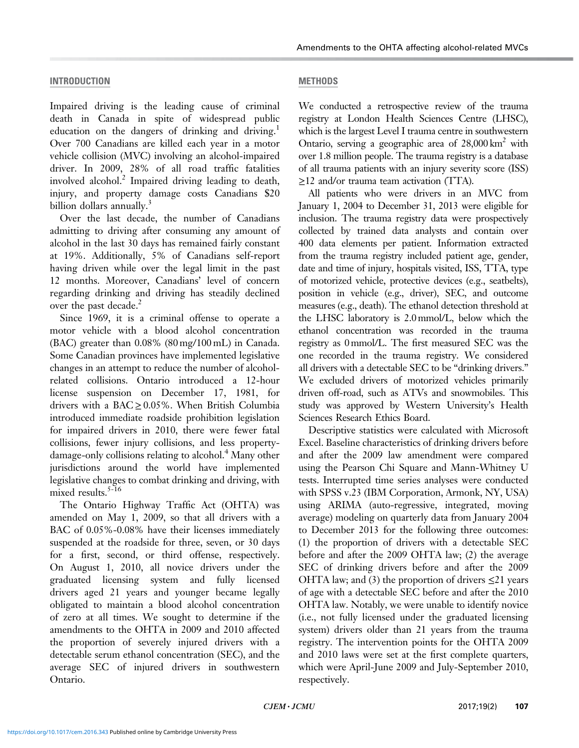## INTRODUCTION

Impaired driving is the leading cause of criminal death in Canada in spite of widespread public education on the dangers of drinking and driving.[1] Over 700 Canadians are killed each year in a motor vehicle collision (MVC) involving an alcohol-impaired driver. In 2009, 28% of all road traffic fatalities involved alcohol.[2] Impaired driving leading to death, injury, and property damage costs Canadians $20 billion dollars annually.[3]

Over the last decade, the number of Canadians admitting to driving after consuming any amount of alcohol in the last 30 days has remained fairly constant at 19%. Additionally, 5% of Canadians self-report having driven while over the legal limit in the past 12 months. Moreover, Canadians' level of concern regarding drinking and driving has steadily declined over the past decade.[2]

Since 1969, it is a criminal offense to operate a motor vehicle with a blood alcohol concentration (BAC) greater than 0.08% (80 mg/100 mL) in Canada. Some Canadian provinces have implemented legislative changes in an attempt to reduce the number of alcohol-related collisions. Ontario introduced a 12-hour license suspension on December 17, 1981, for drivers with a BAC ≥ 0.05%. When British Columbia introduced immediate roadside prohibition legislation for impaired drivers in 2010, there were fewer fatal collisions, fewer injury collisions, and less property-damage-only collisions relating to alcohol.[4] Many other jurisdictions around the world have implemented legislative changes to combat drinking and driving, with mixed results.[5-16]

The Ontario Highway Traffic Act (OHTA) was amended on May 1, 2009, so that all drivers with a BAC of 0.05%-0.08% have their licenses immediately suspended at the roadside for three, seven, or 30 days for a first, second, or third offense, respectively. On August 1, 2010, all novice drivers under the graduated licensing system and fully licensed drivers aged 21 years and younger became legally obligated to maintain a blood alcohol concentration of zero at all times. We sought to determine if the amendments to the OHTA in 2009 and 2010 affected the proportion of severely injured drivers with a detectable serum ethanol concentration (SEC), and the average SEC of injured drivers in southwestern Ontario.

## METHODS

We conducted a retrospective review of the trauma registry at London Health Sciences Centre (LHSC), which is the largest Level I trauma centre in southwestern Ontario, serving a geographic area of 28,000 km$^2$ with over 1.8 million people. The trauma registry is a database of all trauma patients with an injury severity score (ISS) ≥12 and/or trauma team activation (TTA).

All patients who were drivers in an MVC from January 1, 2004 to December 31, 2013 were eligible for inclusion. The trauma registry data were prospectively collected by trained data analysts and contain over 400 data elements per patient. Information extracted from the trauma registry included patient age, gender, date and time of injury, hospitals visited, ISS, TTA, type of motorized vehicle, protective devices (e.g., seatbelts), position in vehicle (e.g., driver), SEC, and outcome measures (e.g., death). The ethanol detection threshold at the LHSC laboratory is 2.0 mmol/L, below which the ethanol concentration was recorded in the trauma registry as 0 mmol/L. The first measured SEC was the one recorded in the trauma registry. We considered all drivers with a detectable SEC to be "drinking drivers." We excluded drivers of motorized vehicles primarily driven off-road, such as ATVs and snowmobiles. This study was approved by Western University's Health Sciences Research Ethics Board.

Descriptive statistics were calculated with Microsoft Excel. Baseline characteristics of drinking drivers before and after the 2009 law amendment were compared using the Pearson Chi Square and Mann-Whitney U tests. Interrupted time series analyses were conducted with SPSS v.23 (IBM Corporation, Armonk, NY, USA) using ARIMA (auto-regressive, integrated, moving average) modeling on quarterly data from January 2004 to December 2013 for the following three outcomes: (1) the proportion of drivers with a detectable SEC before and after the 2009 OHTA law; (2) the average SEC of drinking drivers before and after the 2009 OHTA law; and (3) the proportion of drivers ≤21 years of age with a detectable SEC before and after the 2010 OHTA law. Notably, we were unable to identify novice (i.e., not fully licensed under the graduated licensing system) drivers older than 21 years from the trauma registry. The intervention points for the OHTA 2009 and 2010 laws were set at the first complete quarters, which were April-June 2009 and July-September 2010, respectively.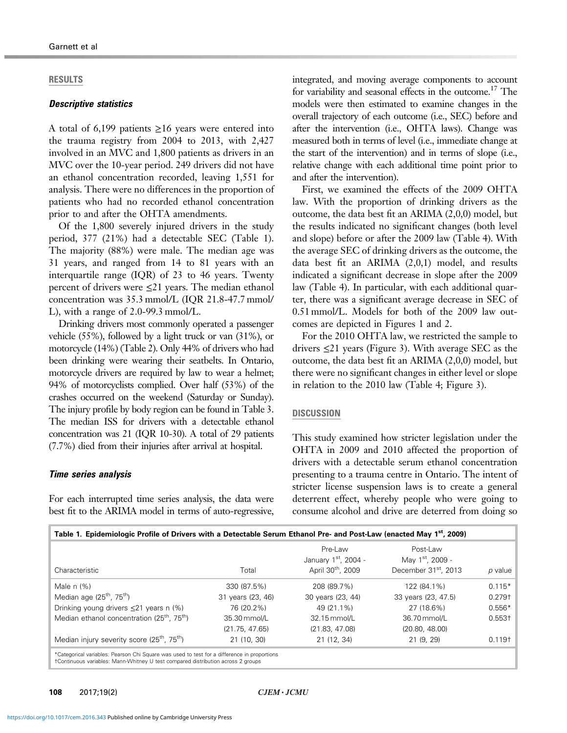## RESULTS

### *Descriptive statistics*

A total of 6,199 patients ≥16 years were entered into the trauma registry from 2004 to 2013, with 2,427 involved in an MVC and 1,800 patients as drivers in an MVC over the 10-year period. 249 drivers did not have an ethanol concentration recorded, leaving 1,551 for analysis. There were no differences in the proportion of patients who had no recorded ethanol concentration prior to and after the OHTA amendments.

Of the 1,800 severely injured drivers in the study period, 377 (21%) had a detectable SEC (Table 1). The majority (88%) were male. The median age was 31 years, and ranged from 14 to 81 years with an interquartile range (IQR) of 23 to 46 years. Twenty percent of drivers were ≤21 years. The median ethanol concentration was 35.3 mmol/L (IQR 21.8-47.7 mmol/L), with a range of 2.0-99.3 mmol/L.

Drinking drivers most commonly operated a passenger vehicle (55%), followed by a light truck or van (31%), or motorcycle (14%) (Table 2). Only 44% of drivers who had been drinking were wearing their seatbelts. In Ontario, motorcycle drivers are required by law to wear a helmet; 94% of motorcyclists complied. Over half (53%) of the crashes occurred on the weekend (Saturday or Sunday). The injury profile by body region can be found in Table 3. The median ISS for drivers with a detectable ethanol concentration was 21 (IQR 10-30). A total of 29 patients (7.7%) died from their injuries after arrival at hospital.

### *Time series analysis*

For each interrupted time series analysis, the data were best fit to the ARIMA model in terms of auto-regressive, integrated, and moving average components to account for variability and seasonal effects in the outcome.[17] The models were then estimated to examine changes in the overall trajectory of each outcome (i.e., SEC) before and after the intervention (i.e., OHTA laws). Change was measured both in terms of level (i.e., immediate change at the start of the intervention) and in terms of slope (i.e., relative change with each additional time point prior to and after the intervention).

First, we examined the effects of the 2009 OHTA law. With the proportion of drinking drivers as the outcome, the data best fit an ARIMA (2,0,0) model, but the results indicated no significant changes (both level and slope) before or after the 2009 law (Table 4). With the average SEC of drinking drivers as the outcome, the data best fit an ARIMA (2,0,1) model, and results indicated a significant decrease in slope after the 2009 law (Table 4). In particular, with each additional quarter, there was a significant average decrease in SEC of 0.51 mmol/L. Models for both of the 2009 law outcomes are depicted in Figures 1 and 2.

For the 2010 OHTA law, we restricted the sample to drivers ≤21 years (Figure 3). With average SEC as the outcome, the data best fit an ARIMA (2,0,0) model, but there were no significant changes in either level or slope in relation to the 2010 law (Table 4; Figure 3).

## DISCUSSION

This study examined how stricter legislation under the OHTA in 2009 and 2010 affected the proportion of drivers with a detectable serum ethanol concentration presenting to a trauma centre in Ontario. The intent of stricter license suspension laws is to create a general deterrent effect, whereby people who were going to consume alcohol and drive are deterred from doing so

**Table 1. Epidemiologic Profile of Drivers with a Detectable Serum Ethanol Pre- and Post-Law (enacted May 1st, 2009)**

| Characteristic | Total | Pre-Law January 1st, 2004 - April 30th, 2009 | Post-Law May 1st, 2009 - December 31st, 2013 | *p* value |
|---|---|---|---|---|
| Male n (%) | 330 (87.5%) | 208 (89.7%) | 122 (84.1%) | 0.115* |
| Median age (25th, 75th) | 31 years (23, 46) | 30 years (23, 44) | 33 years (23, 47.5) | 0.279† |
| Drinking young drivers ≤21 years n (%) | 76 (20.2%) | 49 (21.1%) | 27 (18.6%) | 0.556* |
| Median ethanol concentration (25th, 75th) | 35.30 mmol/L (21.75, 47.65) | 32.15 mmol/L (21.83, 47.08) | 36.70 mmol/L (20.80, 48.00) | 0.553† |
| Median injury severity score (25th, 75th) | 21 (10, 30) | 21 (12, 34) | 21 (9, 29) | 0.119† |

*Categorical variables: Pearson Chi Square was used to test for a difference in proportions
†Continuous variables: Mann-Whitney U test compared distribution across 2 groups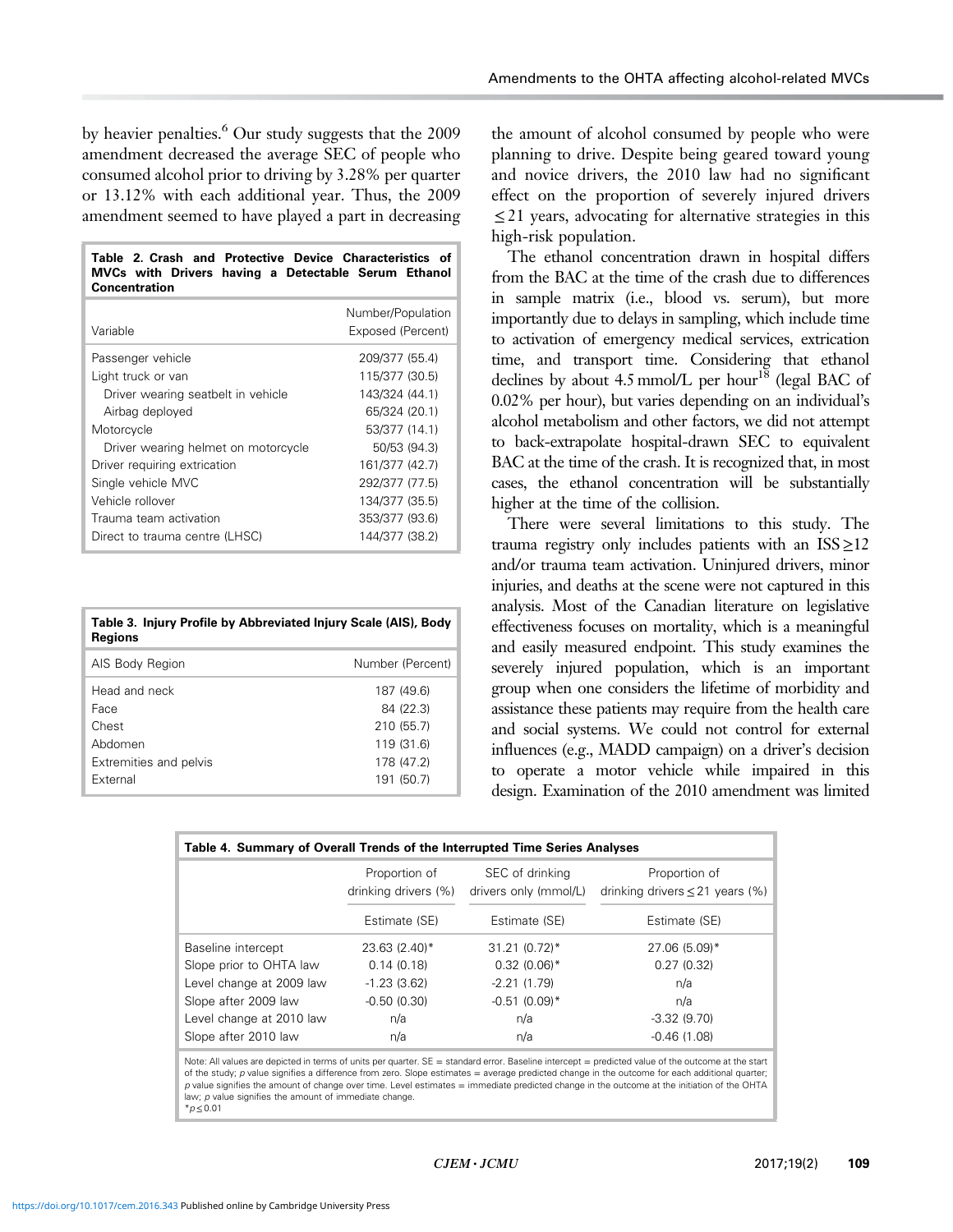by heavier penalties.[6] Our study suggests that the 2009 amendment decreased the average SEC of people who consumed alcohol prior to driving by 3.28% per quarter or 13.12% with each additional year. Thus, the 2009 amendment seemed to have played a part in decreasing the amount of alcohol consumed by people who were planning to drive. Despite being geared toward young and novice drivers, the 2010 law had no significant effect on the proportion of severely injured drivers $\leq$21 years, advocating for alternative strategies in this high-risk population.

**Table 2. Crash and Protective Device Characteristics of MVCs with Drivers having a Detectable Serum Ethanol Concentration**

| Variable | Number/Population Exposed (Percent) |
|---|---|
| Passenger vehicle | 209/377 (55.4) |
| Light truck or van | 115/377 (30.5) |
| Driver wearing seatbelt in vehicle | 143/324 (44.1) |
| Airbag deployed | 65/324 (20.1) |
| Motorcycle | 53/377 (14.1) |
| Driver wearing helmet on motorcycle | 50/53 (94.3) |
| Driver requiring extrication | 161/377 (42.7) |
| Single vehicle MVC | 292/377 (77.5) |
| Vehicle rollover | 134/377 (35.5) |
| Trauma team activation | 353/377 (93.6) |
| Direct to trauma centre (LHSC) | 144/377 (38.2) |

**Table 3. Injury Profile by Abbreviated Injury Scale (AIS), Body Regions**

| AIS Body Region | Number (Percent) |
|---|---|
| Head and neck | 187 (49.6) |
| Face | 84 (22.3) |
| Chest | 210 (55.7) |
| Abdomen | 119 (31.6) |
| Extremities and pelvis | 178 (47.2) |
| External | 191 (50.7) |

The ethanol concentration drawn in hospital differs from the BAC at the time of the crash due to differences in sample matrix (i.e., blood vs. serum), but more importantly due to delays in sampling, which include time to activation of emergency medical services, extrication time, and transport time. Considering that ethanol declines by about 4.5 mmol/L per hour[18] (legal BAC of 0.02% per hour), but varies depending on an individual's alcohol metabolism and other factors, we did not attempt to back-extrapolate hospital-drawn SEC to equivalent BAC at the time of the crash. It is recognized that, in most cases, the ethanol concentration will be substantially higher at the time of the collision.

There were several limitations to this study. The trauma registry only includes patients with an ISS$\geq$12 and/or trauma team activation. Uninjured drivers, minor injuries, and deaths at the scene were not captured in this analysis. Most of the Canadian literature on legislative effectiveness focuses on mortality, which is a meaningful and easily measured endpoint. This study examines the severely injured population, which is an important group when one considers the lifetime of morbidity and assistance these patients may require from the health care and social systems. We could not control for external influences (e.g., MADD campaign) on a driver's decision to operate a motor vehicle while impaired in this design. Examination of the 2010 amendment was limited

**Table 4. Summary of Overall Trends of the Interrupted Time Series Analyses**

| | Proportion of drinking drivers (%) | SEC of drinking drivers only (mmol/L) | Proportion of drinking drivers $\leq$21 years (%) |
|---|---|---|---|
| | Estimate (SE) | Estimate (SE) | Estimate (SE) |
| Baseline intercept | 23.63 (2.40)* | 31.21 (0.72)* | 27.06 (5.09)* |
| Slope prior to OHTA law | 0.14 (0.18) | 0.32 (0.06)* | 0.27 (0.32) |
| Level change at 2009 law | -1.23 (3.62) | -2.21 (1.79) | n/a |
| Slope after 2009 law | -0.50 (0.30) | -0.51 (0.09)* | n/a |
| Level change at 2010 law | n/a | n/a | -3.32 (9.70) |
| Slope after 2010 law | n/a | n/a | -0.46 (1.08) |

Note: All values are depicted in terms of units per quarter. SE = standard error. Baseline intercept = predicted value of the outcome at the start of the study; *p* value signifies a difference from zero. Slope estimates = average predicted change in the outcome for each additional quarter; *p* value signifies the amount of change over time. Level estimates = immediate predicted change in the outcome at the initiation of the OHTA law; *p* value signifies the amount of immediate change.
*$p \leq 0.01$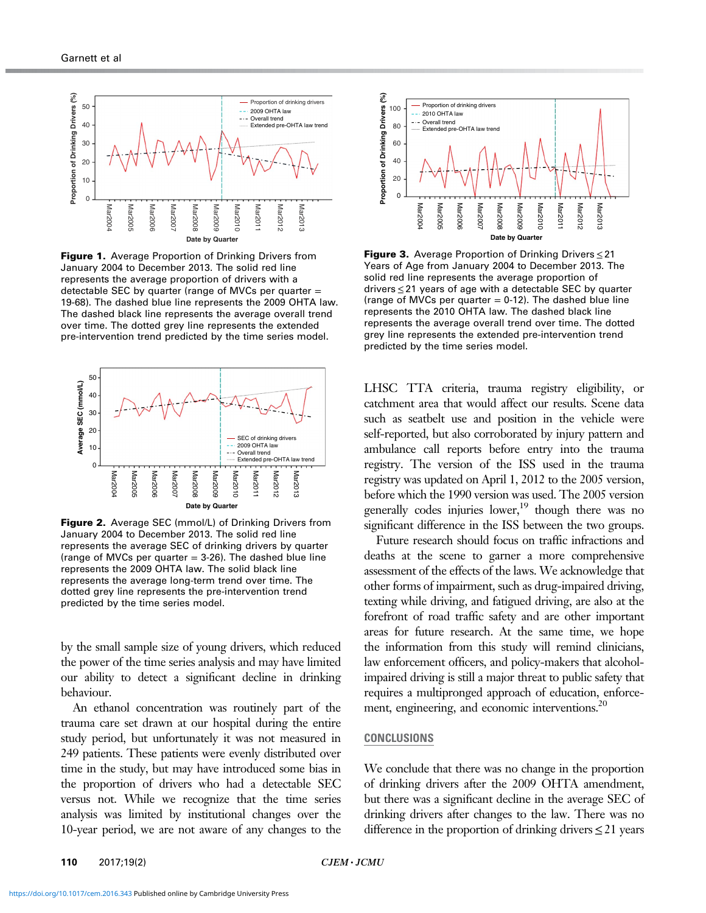Figure 1. Average Proportion of Drinking Drivers from January 2004 to December 2013. The solid red line represents the average proportion of drivers with a detectable SEC by quarter (range of MVCs per quarter = 19-68). The dashed blue line represents the 2009 OHTA law. The dashed black line represents the average overall trend over time. The dotted grey line represents the extended pre-OHTA law trend predicted by the time series model.

Figure 2. Average SEC (mmol/L) of Drinking Drivers from January 2004 to December 2013. The solid red line represents the average SEC of drinking drivers by quarter (range of MVCs per quarter = 3-26). The dashed blue line represents the 2009 OHTA law. The solid black line represents the average long-term trend over time. The dotted grey line represents the pre-intervention trend predicted by the time series model.

by the small sample size of young drivers, which reduced the power of the time series analysis and may have limited our ability to detect a significant decline in drinking behaviour.

An ethanol concentration was routinely part of the trauma care set drawn at our hospital during the entire study period, but unfortunately it was not measured in 249 patients. These patients were evenly distributed over time in the study, but may have introduced some bias in the proportion of drivers who had a detectable SEC versus not. While we recognize that the time series analysis was limited by institutional changes over the 10-year period, we are not aware of any changes to the

Figure 3. Average Proportion of Drinking Drivers ≤ 21 Years of Age from January 2004 to December 2013. The solid red line represents the average proportion of drivers ≤ 21 years of age with a detectable SEC by quarter (range of MVCs per quarter = 0-12). The dashed blue line represents the 2010 OHTA law. The dashed black line represents the average overall trend over time. The dotted grey line represents the extended pre-intervention trend predicted by the time series model.

LHSC TTA criteria, trauma registry eligibility, or catchment area that would affect our results. Scene data such as seatbelt use and position in the vehicle were self-reported, but also corroborated by injury pattern and ambulance call reports before entry into the trauma registry. The version of the ISS used in the trauma registry was updated on April 1, 2012 to the 2005 version, before which the 1990 version was used. The 2005 version generally codes injuries lower,[19] though there was no significant difference in the ISS between the two groups.

Future research should focus on traffic infractions and deaths at the scene to garner a more comprehensive assessment of the effects of the laws. We acknowledge that other forms of impairment, such as drug-impaired driving, texting while driving, and fatigued driving, are also at the forefront of road traffic safety and are other important areas for future research. At the same time, we hope the information from this study will remind clinicians, law enforcement officers, and policy-makers that alcohol-impaired driving is still a major threat to public safety that requires a multipronged approach of education, enforcement, engineering, and economic interventions.[20]

## CONCLUSIONS

We conclude that there was no change in the proportion of drinking drivers after the 2009 OHTA amendment, but there was a significant decline in the average SEC of drinking drivers after changes to the law. There was no difference in the proportion of drinking drivers ≤ 21 years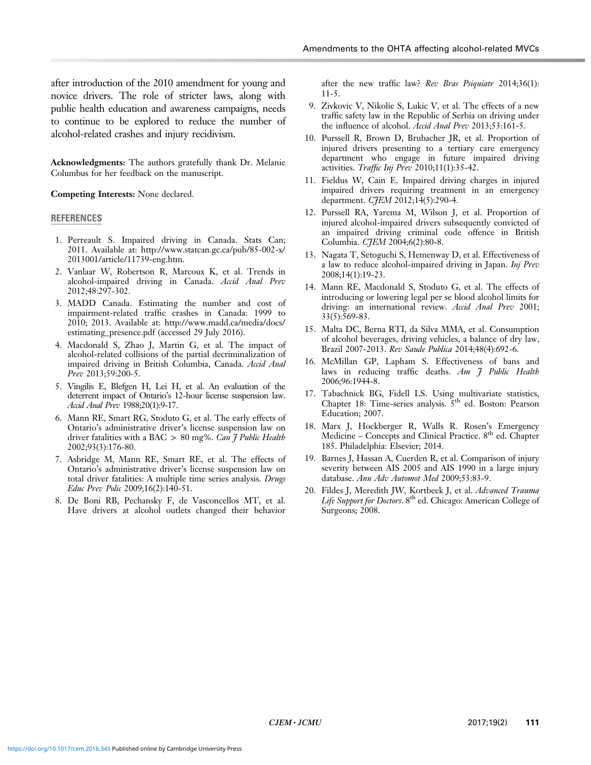after introduction of the 2010 amendment for young and novice drivers. The role of stricter laws, along with public health education and awareness campaigns, needs to continue to be explored to reduce the number of alcohol-related crashes and injury recidivism.

**Acknowledgments:** The authors gratefully thank Dr. Melanie Columbus for her feedback on the manuscript.

**Competing Interests:** None declared.

## REFERENCES

1. Perreault S. Impaired driving in Canada. Stats Can; 2011. Available at: http://www.statcan.gc.ca/pub/85-002-x/2013001/article/11739-eng.htm.
2. Vanlaar W, Robertson R, Marcoux K, et al. Trends in alcohol-impaired driving in Canada. *Accid Anal Prev* 2012;48:297-302.
3. MADD Canada. Estimating the number and cost of impairment-related traffic crashes in Canada: 1999 to 2010; 2013. Available at: http://www.madd.ca/media/docs/estimating_presence.pdf (accessed 29 July 2016).
4. Macdonald S, Zhao J, Martin G, et al. The impact of alcohol-related collisions of the partial decriminalization of impaired driving in British Columbia, Canada. *Accid Anal Prev* 2013;59:200-5.
5. Vingilis E, Blefgen H, Lei H, et al. An evaluation of the deterrent impact of Ontario's 12-hour license suspension law. *Accid Anal Prev* 1988;20(1):9-17.
6. Mann RE, Smart RG, Stoduto G, et al. The early effects of Ontario's administrative driver's license suspension law on driver fatalities with a BAC > 80 mg%. *Can J Public Health* 2002;93(3):176-80.
7. Asbridge M, Mann RE, Smart RE, et al. The effects of Ontario's administrative driver's license suspension law on total driver fatalities: A multiple time series analysis. *Drugs Educ Prev Polic* 2009;16(2):140-51.
8. De Boni RB, Pechansky F, de Vasconcellos MT, et al. Have drivers at alcohol outlets changed their behavior after the new traffic law? *Rev Bras Psiquiatr* 2014;36(1):11-5.
9. Zivkovic V, Nikolic S, Lukic V, et al. The effects of a new traffic safety law in the Republic of Serbia on driving under the influence of alcohol. *Accid Anal Prev* 2013;53:161-5.
10. Purssell R, Brown D, Brubacher JR, et al. Proportion of injured drivers presenting to a tertiary care emergency department who engage in future impaired driving activities. *Traffic Inj Prev* 2010;11(1):35-42.
11. Fieldus W, Cain E. Impaired driving charges in injured impaired drivers requiring treatment in an emergency department. *CJEM* 2012;14(5):290-4.
12. Purssell RA, Yarema M, Wilson J, et al. Proportion of injured alcohol-impaired drivers subsequently convicted of an impaired driving criminal code offence in British Columbia. *CJEM* 2004;6(2):80-8.
13. Nagata T, Setoguchi S, Hemenway D, et al. Effectiveness of a law to reduce alcohol-impaired driving in Japan. *Inj Prev* 2008;14(1):19-23.
14. Mann RE, Macdonald S, Stoduto G, et al. The effects of introducing or lowering legal per se blood alcohol limits for driving: an international review. *Accid Anal Prev* 2001;33(5):569-83.
15. Malta DC, Berna RTI, da Silva MMA, et al. Consumption of alcohol beverages, driving vehicles, a balance of dry law, Brazil 2007-2013. *Rev Saude Publica* 2014;48(4):692-6.
16. McMillan GP, Lapham S. Effectiveness of bans and laws in reducing traffic deaths. *Am J Public Health* 2006;96:1944-8.
17. Tabachnick BG, Fidell LS. Using multivariate statistics, Chapter 18: Time-series analysis. 5th ed. Boston: Pearson Education; 2007.
18. Marx J, Hockberger R, Walls R. Rosen's Emergency Medicine – Concepts and Clinical Practice. 8th ed. Chapter 185. Philadelphia: Elsevier; 2014.
19. Barnes J, Hassan A, Cuerden R, et al. Comparison of injury severity between AIS 2005 and AIS 1990 in a large injury database. *Ann Adv Automot Med* 2009;53:83-9.
20. Fildes J, Meredith JW, Kortbeek J, et al. *Advanced Trauma Life Support for Doctors*. 8th ed. Chicago: American College of Surgeons; 2008.